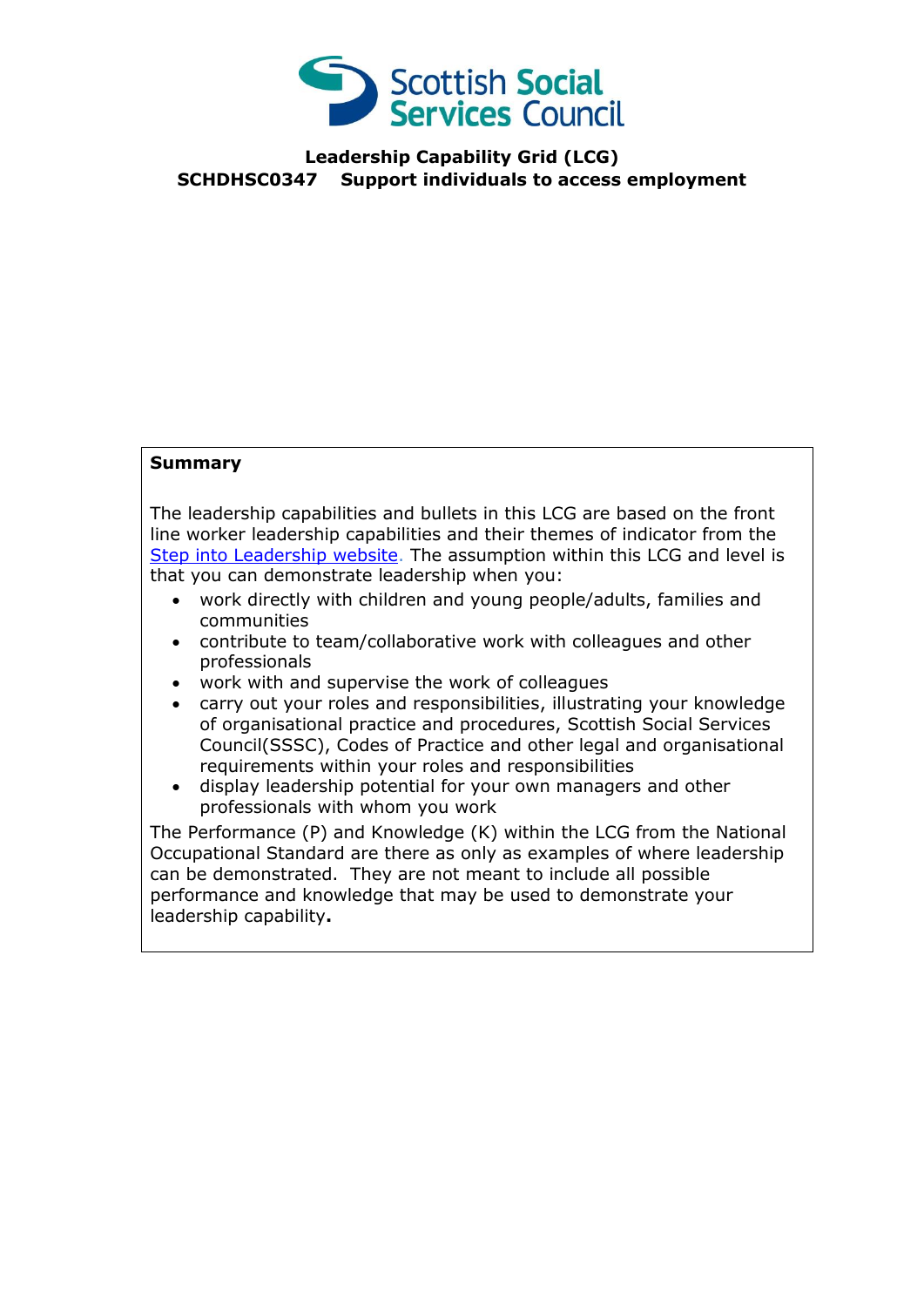# Leadership Capability Grid (LCG)

## SCHDHSC0347 Support individuals to access employment

**Summary**

The leadership capabilities and bullets in this LCG are based on the front line worker leadership capabilities and their themes of indicator from the [Step into Leadership website](). The assumption within this LCG and level is that you can demonstrate leadership when you:

- work directly with children and young people/adults, families and communities
- contribute to team/collaborative work with colleagues and other professionals
- work with and supervise the work of colleagues
- carry out your roles and responsibilities, illustrating your knowledge of organisational practice and procedures, Scottish Social Services Council(SSSC), Codes of Practice and other legal and organisational requirements within your roles and responsibilities
- display leadership potential for your own managers and other professionals with whom you work

The Performance (P) and Knowledge (K) within the LCG from the National Occupational Standard are there as only as examples of where leadership can be demonstrated. They are not meant to include all possible performance and knowledge that may be used to demonstrate your leadership capability**.**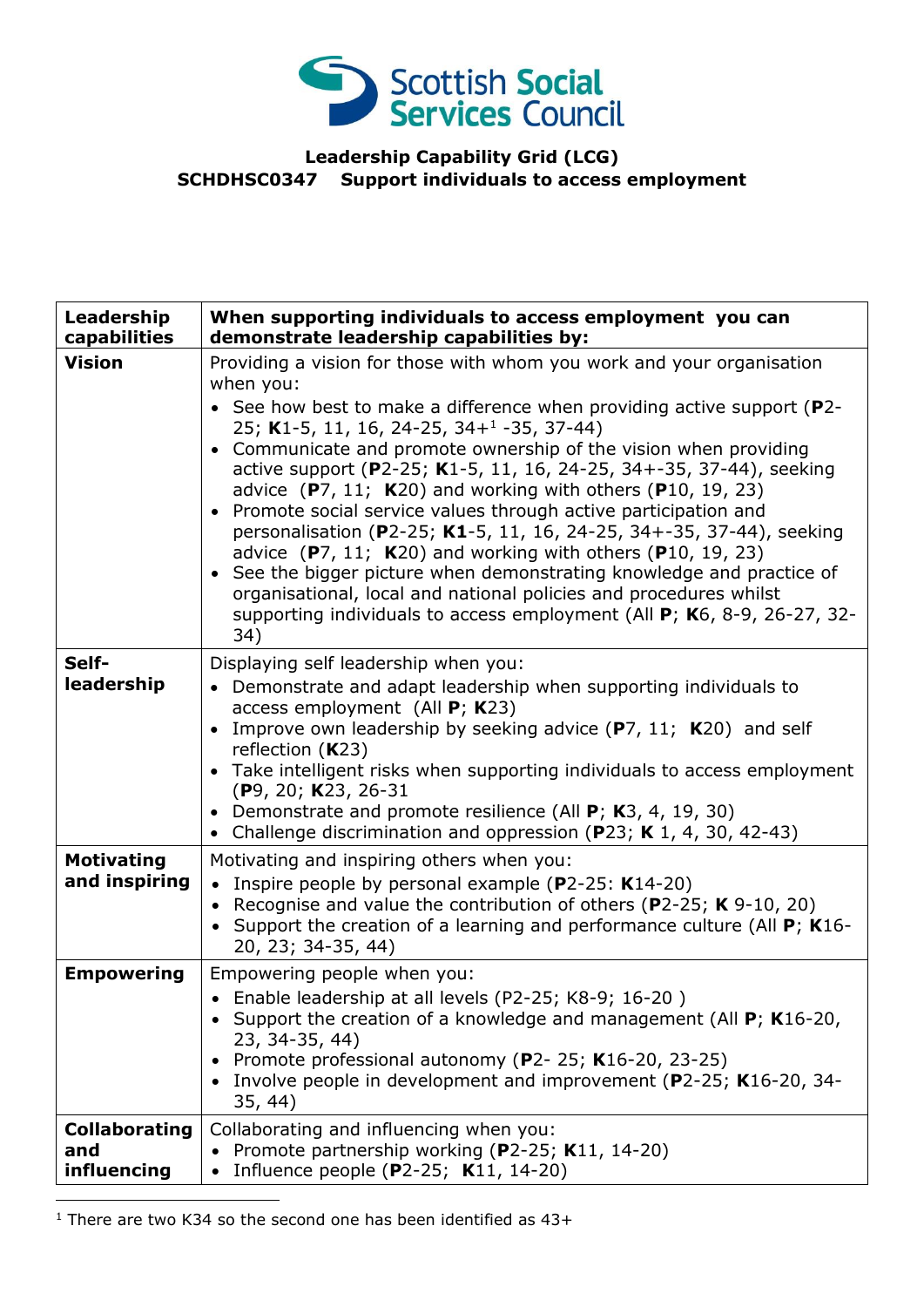**Leadership Capability Grid (LCG)**
**SCHDHSC0347 Support individuals to access employment**

| **Leadership capabilities** | **When supporting individuals to access employment you can demonstrate leadership capabilities by:** |
|---|---|
| **Vision** | Providing a vision for those with whom you work and your organisation when you:<br>• See how best to make a difference when providing active support (**P**2-25; **K**1-5, 11, 16, 24-25, 34+[1] -35, 37-44)<br>• Communicate and promote ownership of the vision when providing active support (**P**2-25; **K**1-5, 11, 16, 24-25, 34+-35, 37-44), seeking advice (**P**7, 11; **K**20) and working with others (**P**10, 19, 23)<br>• Promote social service values through active participation and personalisation (**P**2-25; **K1**-5, 11, 16, 24-25, 34+-35, 37-44), seeking advice (**P**7, 11; **K**20) and working with others (**P**10, 19, 23)<br>• See the bigger picture when demonstrating knowledge and practice of organisational, local and national policies and procedures whilst supporting individuals to access employment (All **P**; **K**6, 8-9, 26-27, 32-34) |
| **Self-leadership** | Displaying self leadership when you:<br>• Demonstrate and adapt leadership when supporting individuals to access employment (All **P**; **K**23)<br>• Improve own leadership by seeking advice (**P**7, 11; **K**20) and self reflection (**K**23)<br>• Take intelligent risks when supporting individuals to access employment (**P**9, 20; **K**23, 26-31<br>• Demonstrate and promote resilience (All **P**; **K**3, 4, 19, 30)<br>• Challenge discrimination and oppression (**P**23; **K** 1, 4, 30, 42-43) |
| **Motivating and inspiring** | Motivating and inspiring others when you:<br>• Inspire people by personal example (**P**2-25: **K**14-20)<br>• Recognise and value the contribution of others (**P**2-25; **K** 9-10, 20)<br>• Support the creation of a learning and performance culture (All **P**; **K**16-20, 23; 34-35, 44) |
| **Empowering** | Empowering people when you:<br>• Enable leadership at all levels (P2-25; K8-9; 16-20 )<br>• Support the creation of a knowledge and management (All **P**; **K**16-20, 23, 34-35, 44)<br>• Promote professional autonomy (**P**2- 25; **K**16-20, 23-25)<br>• Involve people in development and improvement (**P**2-25; **K**16-20, 34-35, 44) |
| **Collaborating and influencing** | Collaborating and influencing when you:<br>• Promote partnership working (**P**2-25; **K**11, 14-20)<br>• Influence people (**P**2-25; **K**11, 14-20) |

[1] There are two K34 so the second one has been identified as 43+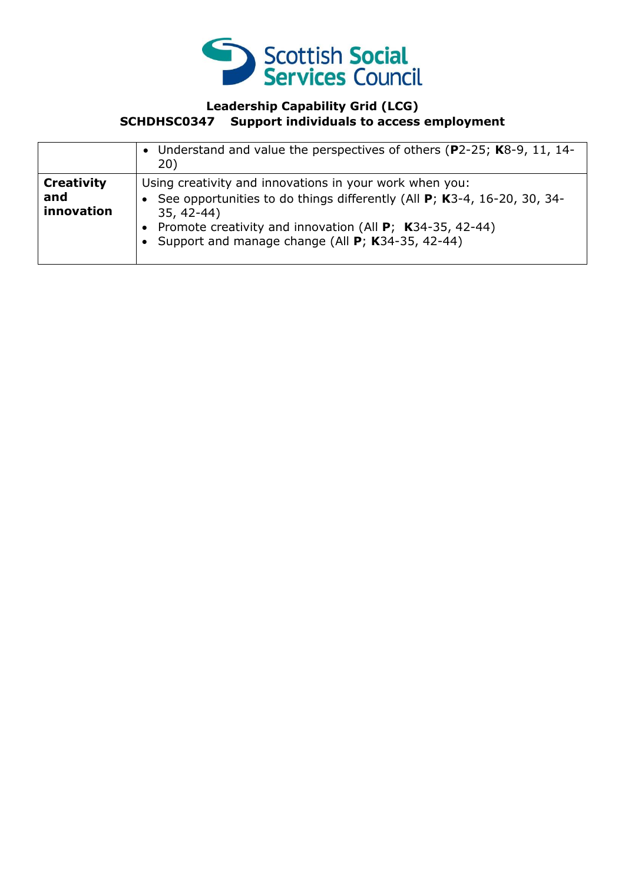Leadership Capability Grid (LCG)

**SCHDHSC0347 Support individuals to access employment**

| | |
|---|---|
| | • Understand and value the perspectives of others (**P**2-25; **K**8-9, 11, 14-20) |
| **Creativity and innovation** | Using creativity and innovations in your work when you:<br>• See opportunities to do things differently (All **P**; **K**3-4, 16-20, 30, 34-35, 42-44)<br>• Promote creativity and innovation (All **P**; **K**34-35, 42-44)<br>• Support and manage change (All **P**; **K**34-35, 42-44) |